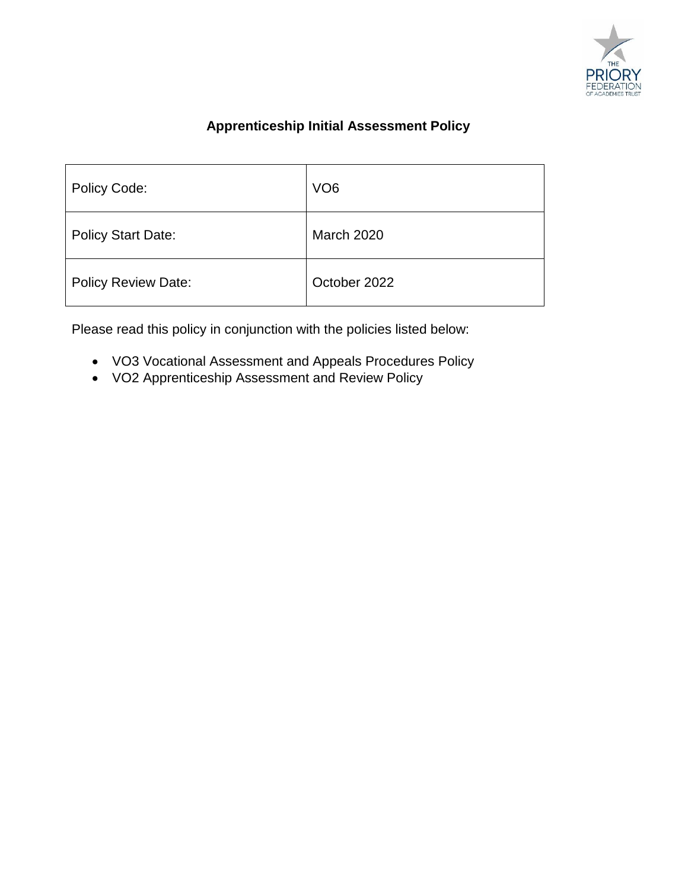# Apprenticeship Initial Assessment Policy

| Policy Code: | VO6 |
| --- | --- |
| Policy Start Date: | March 2020 |
| Policy Review Date: | October 2022 |

Please read this policy in conjunction with the policies listed below:

- VO3 Vocational Assessment and Appeals Procedures Policy
- VO2 Apprenticeship Assessment and Review Policy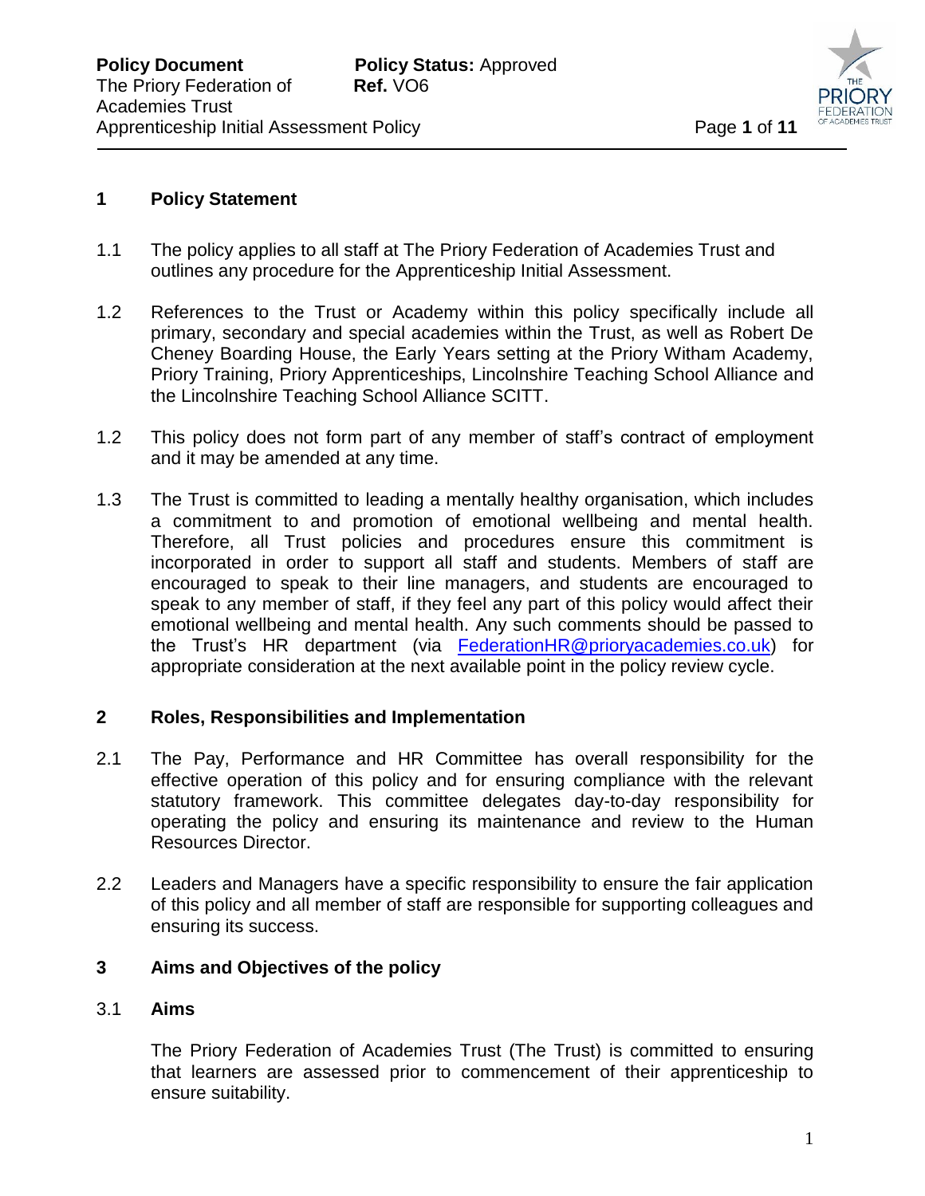## 1 Policy Statement

1.1 The policy applies to all staff at The Priory Federation of Academies Trust and outlines any procedure for the Apprenticeship Initial Assessment.

1.2 References to the Trust or Academy within this policy specifically include all primary, secondary and special academies within the Trust, as well as Robert De Cheney Boarding House, the Early Years setting at the Priory Witham Academy, Priory Training, Priory Apprenticeships, Lincolnshire Teaching School Alliance and the Lincolnshire Teaching School Alliance SCITT.

1.2 This policy does not form part of any member of staff's contract of employment and it may be amended at any time.

1.3 The Trust is committed to leading a mentally healthy organisation, which includes a commitment to and promotion of emotional wellbeing and mental health. Therefore, all Trust policies and procedures ensure this commitment is incorporated in order to support all staff and students. Members of staff are encouraged to speak to their line managers, and students are encouraged to speak to any member of staff, if they feel any part of this policy would affect their emotional wellbeing and mental health. Any such comments should be passed to the Trust's HR department (via FederationHR@prioryacademies.co.uk) for appropriate consideration at the next available point in the policy review cycle.

## 2 Roles, Responsibilities and Implementation

2.1 The Pay, Performance and HR Committee has overall responsibility for the effective operation of this policy and for ensuring compliance with the relevant statutory framework. This committee delegates day-to-day responsibility for operating the policy and ensuring its maintenance and review to the Human Resources Director.

2.2 Leaders and Managers have a specific responsibility to ensure the fair application of this policy and all member of staff are responsible for supporting colleagues and ensuring its success.

## 3 Aims and Objectives of the policy

### 3.1 Aims

The Priory Federation of Academies Trust (The Trust) is committed to ensuring that learners are assessed prior to commencement of their apprenticeship to ensure suitability.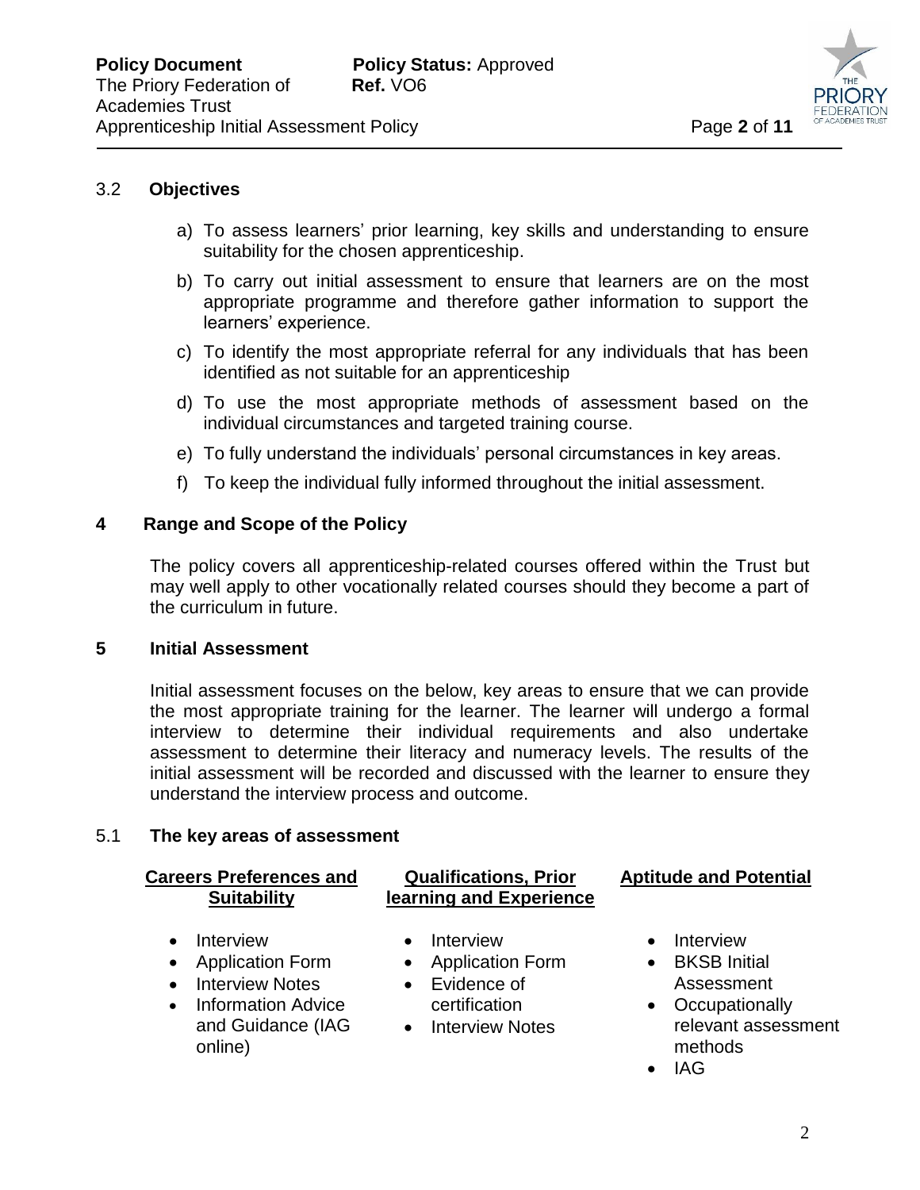### 3.2 Objectives

a) To assess learners' prior learning, key skills and understanding to ensure suitability for the chosen apprenticeship.

b) To carry out initial assessment to ensure that learners are on the most appropriate programme and therefore gather information to support the learners' experience.

c) To identify the most appropriate referral for any individuals that has been identified as not suitable for an apprenticeship

d) To use the most appropriate methods of assessment based on the individual circumstances and targeted training course.

e) To fully understand the individuals' personal circumstances in key areas.

f) To keep the individual fully informed throughout the initial assessment.

## 4 Range and Scope of the Policy

The policy covers all apprenticeship-related courses offered within the Trust but may well apply to other vocationally related courses should they become a part of the curriculum in future.

## 5 Initial Assessment

Initial assessment focuses on the below, key areas to ensure that we can provide the most appropriate training for the learner. The learner will undergo a formal interview to determine their individual requirements and also undertake assessment to determine their literacy and numeracy levels. The results of the initial assessment will be recorded and discussed with the learner to ensure they understand the interview process and outcome.

### 5.1 The key areas of assessment

**Careers Preferences and Suitability**

- Interview
- Application Form
- Interview Notes
- Information Advice and Guidance (IAG online)

**Qualifications, Prior learning and Experience**

- Interview
- Application Form
- Evidence of certification
- Interview Notes

**Aptitude and Potential**

- Interview
- BKSB Initial Assessment
- Occupationally relevant assessment methods
- IAG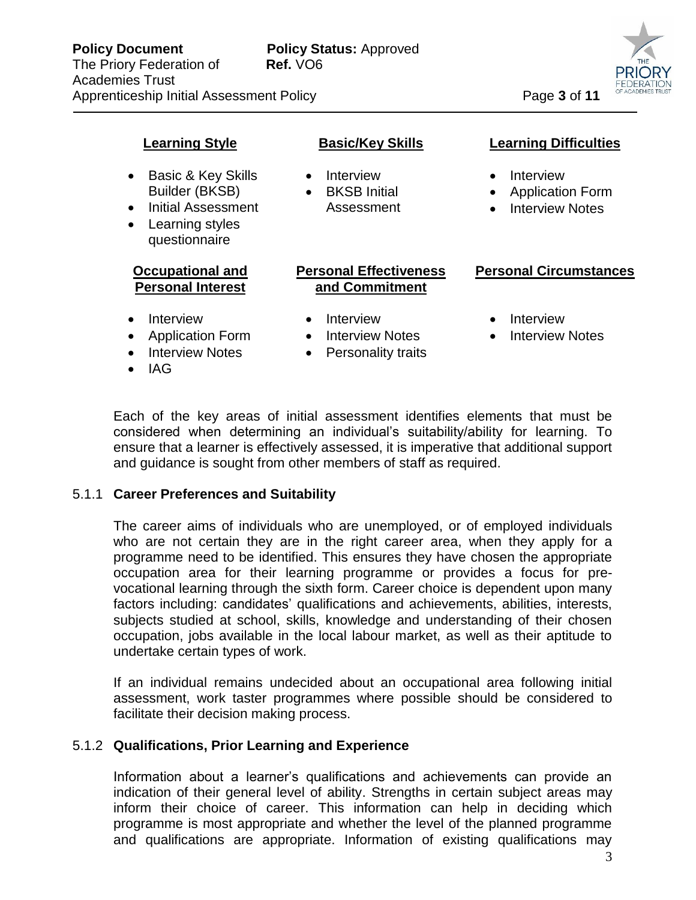**Learning Style**

- Basic & Key Skills Builder (BKSB)
- Initial Assessment
- Learning styles questionnaire

**Basic/Key Skills**

- Interview
- BKSB Initial Assessment

**Learning Difficulties**

- Interview
- Application Form
- Interview Notes

**Occupational and Personal Interest**

- Interview
- Application Form
- Interview Notes
- IAG

**Personal Effectiveness and Commitment**

- Interview
- Interview Notes
- Personality traits

**Personal Circumstances**

- Interview
- Interview Notes

Each of the key areas of initial assessment identifies elements that must be considered when determining an individual's suitability/ability for learning. To ensure that a learner is effectively assessed, it is imperative that additional support and guidance is sought from other members of staff as required.

### 5.1.1 Career Preferences and Suitability

The career aims of individuals who are unemployed, or of employed individuals who are not certain they are in the right career area, when they apply for a programme need to be identified. This ensures they have chosen the appropriate occupation area for their learning programme or provides a focus for pre-vocational learning through the sixth form. Career choice is dependent upon many factors including: candidates' qualifications and achievements, abilities, interests, subjects studied at school, skills, knowledge and understanding of their chosen occupation, jobs available in the local labour market, as well as their aptitude to undertake certain types of work.

If an individual remains undecided about an occupational area following initial assessment, work taster programmes where possible should be considered to facilitate their decision making process.

### 5.1.2 Qualifications, Prior Learning and Experience

Information about a learner's qualifications and achievements can provide an indication of their general level of ability. Strengths in certain subject areas may inform their choice of career. This information can help in deciding which programme is most appropriate and whether the level of the planned programme and qualifications are appropriate. Information of existing qualifications may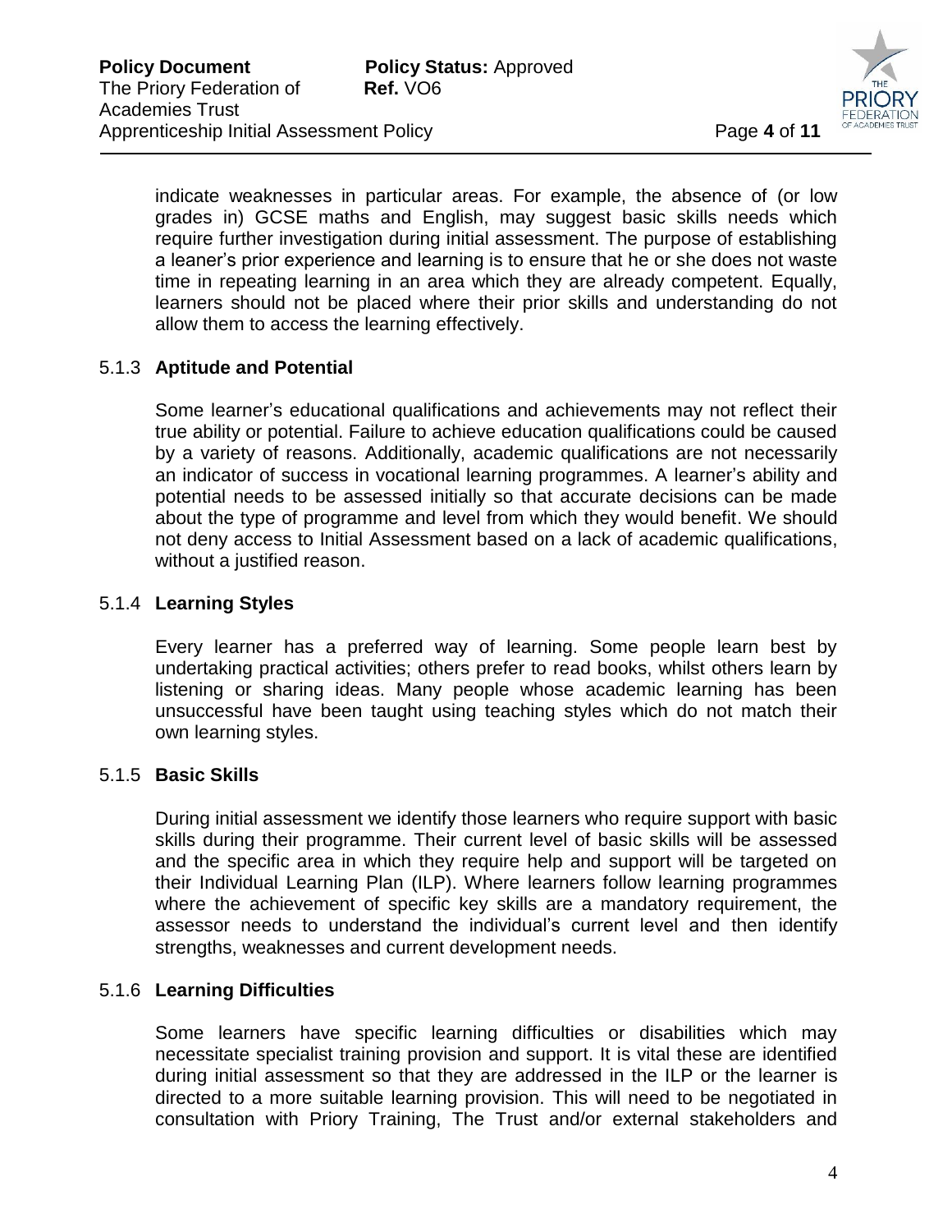indicate weaknesses in particular areas. For example, the absence of (or low grades in) GCSE maths and English, may suggest basic skills needs which require further investigation during initial assessment. The purpose of establishing a leaner's prior experience and learning is to ensure that he or she does not waste time in repeating learning in an area which they are already competent. Equally, learners should not be placed where their prior skills and understanding do not allow them to access the learning effectively.

### 5.1.3 **Aptitude and Potential**

Some learner's educational qualifications and achievements may not reflect their true ability or potential. Failure to achieve education qualifications could be caused by a variety of reasons. Additionally, academic qualifications are not necessarily an indicator of success in vocational learning programmes. A learner's ability and potential needs to be assessed initially so that accurate decisions can be made about the type of programme and level from which they would benefit. We should not deny access to Initial Assessment based on a lack of academic qualifications, without a justified reason.

### 5.1.4 **Learning Styles**

Every learner has a preferred way of learning. Some people learn best by undertaking practical activities; others prefer to read books, whilst others learn by listening or sharing ideas. Many people whose academic learning has been unsuccessful have been taught using teaching styles which do not match their own learning styles.

### 5.1.5 **Basic Skills**

During initial assessment we identify those learners who require support with basic skills during their programme. Their current level of basic skills will be assessed and the specific area in which they require help and support will be targeted on their Individual Learning Plan (ILP). Where learners follow learning programmes where the achievement of specific key skills are a mandatory requirement, the assessor needs to understand the individual's current level and then identify strengths, weaknesses and current development needs.

### 5.1.6 **Learning Difficulties**

Some learners have specific learning difficulties or disabilities which may necessitate specialist training provision and support. It is vital these are identified during initial assessment so that they are addressed in the ILP or the learner is directed to a more suitable learning provision. This will need to be negotiated in consultation with Priory Training, The Trust and/or external stakeholders and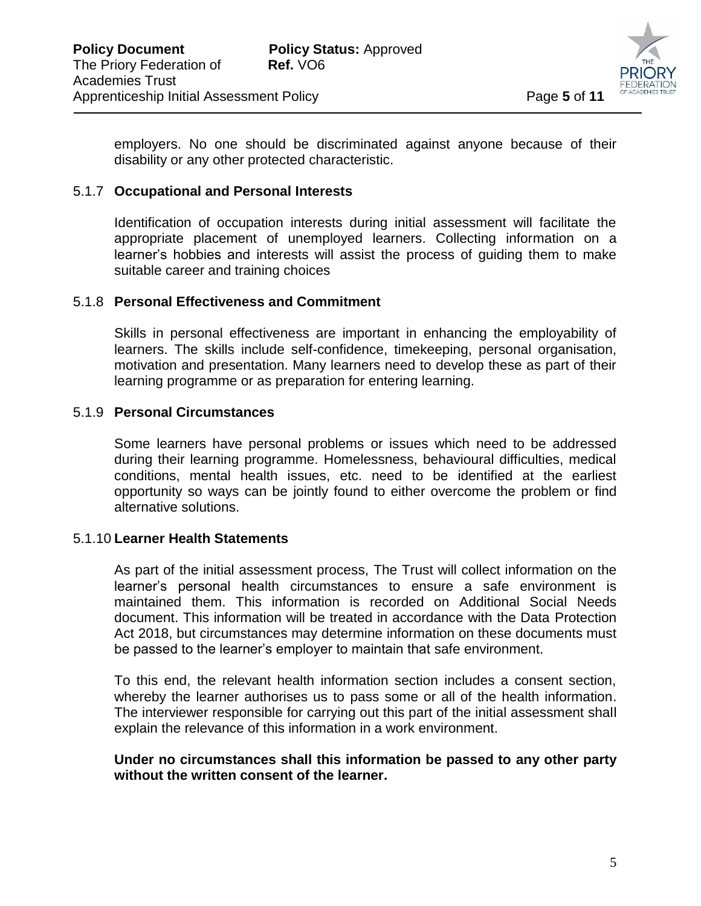employers. No one should be discriminated against anyone because of their disability or any other protected characteristic.

### 5.1.7 Occupational and Personal Interests

Identification of occupation interests during initial assessment will facilitate the appropriate placement of unemployed learners. Collecting information on a learner's hobbies and interests will assist the process of guiding them to make suitable career and training choices

### 5.1.8 Personal Effectiveness and Commitment

Skills in personal effectiveness are important in enhancing the employability of learners. The skills include self-confidence, timekeeping, personal organisation, motivation and presentation. Many learners need to develop these as part of their learning programme or as preparation for entering learning.

### 5.1.9 Personal Circumstances

Some learners have personal problems or issues which need to be addressed during their learning programme. Homelessness, behavioural difficulties, medical conditions, mental health issues, etc. need to be identified at the earliest opportunity so ways can be jointly found to either overcome the problem or find alternative solutions.

### 5.1.10 Learner Health Statements

As part of the initial assessment process, The Trust will collect information on the learner's personal health circumstances to ensure a safe environment is maintained them. This information is recorded on Additional Social Needs document. This information will be treated in accordance with the Data Protection Act 2018, but circumstances may determine information on these documents must be passed to the learner's employer to maintain that safe environment.

To this end, the relevant health information section includes a consent section, whereby the learner authorises us to pass some or all of the health information. The interviewer responsible for carrying out this part of the initial assessment shall explain the relevance of this information in a work environment.

**Under no circumstances shall this information be passed to any other party without the written consent of the learner.**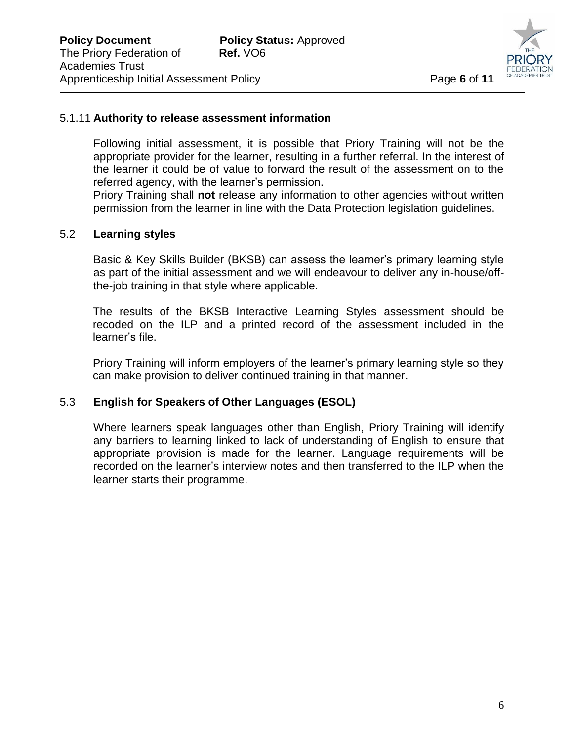5.1.11 **Authority to release assessment information**

Following initial assessment, it is possible that Priory Training will not be the appropriate provider for the learner, resulting in a further referral. In the interest of the learner it could be of value to forward the result of the assessment on to the referred agency, with the learner's permission.

Priory Training shall **not** release any information to other agencies without written permission from the learner in line with the Data Protection legislation guidelines.

## 5.2 Learning styles

Basic & Key Skills Builder (BKSB) can assess the learner's primary learning style as part of the initial assessment and we will endeavour to deliver any in-house/off-the-job training in that style where applicable.

The results of the BKSB Interactive Learning Styles assessment should be recoded on the ILP and a printed record of the assessment included in the learner's file.

Priory Training will inform employers of the learner's primary learning style so they can make provision to deliver continued training in that manner.

## 5.3 English for Speakers of Other Languages (ESOL)

Where learners speak languages other than English, Priory Training will identify any barriers to learning linked to lack of understanding of English to ensure that appropriate provision is made for the learner. Language requirements will be recorded on the learner's interview notes and then transferred to the ILP when the learner starts their programme.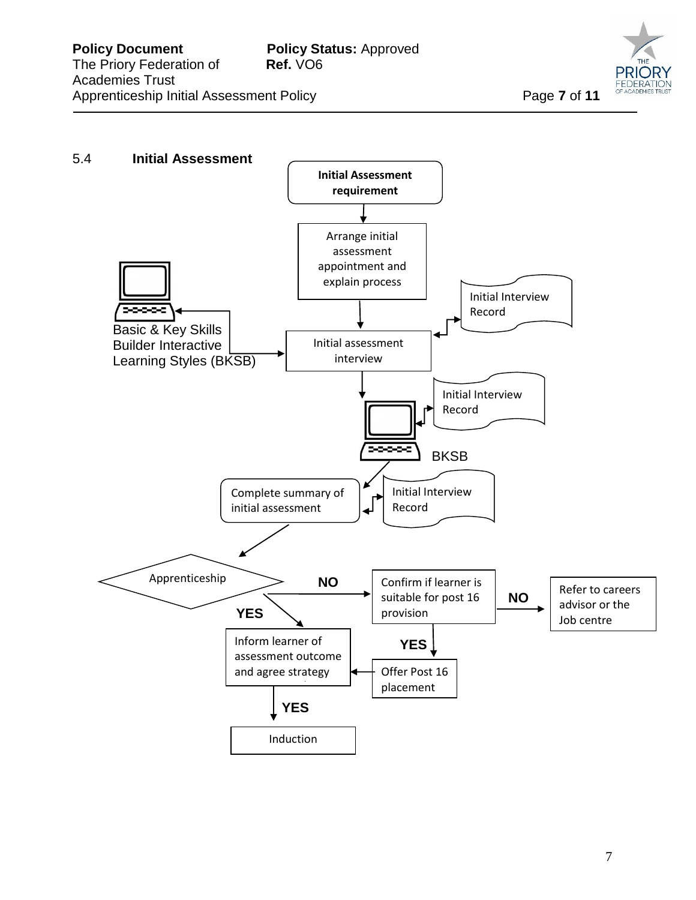## 5.4 Initial Assessment

Initial Assessment requirement

Arrange initial assessment appointment and explain process

Initial Interview Record

Basic & Key Skills Builder Interactive Learning Styles (BKSB)

Initial assessment interview

Initial Interview Record

BKSB

Complete summary of initial assessment

Initial Interview Record

Apprenticeship

NO

Confirm if learner is suitable for post 16 provision

NO

Refer to careers advisor or the Job centre

YES

Inform learner of assessment outcome and agree strategy

YES

Offer Post 16 placement

YES

Induction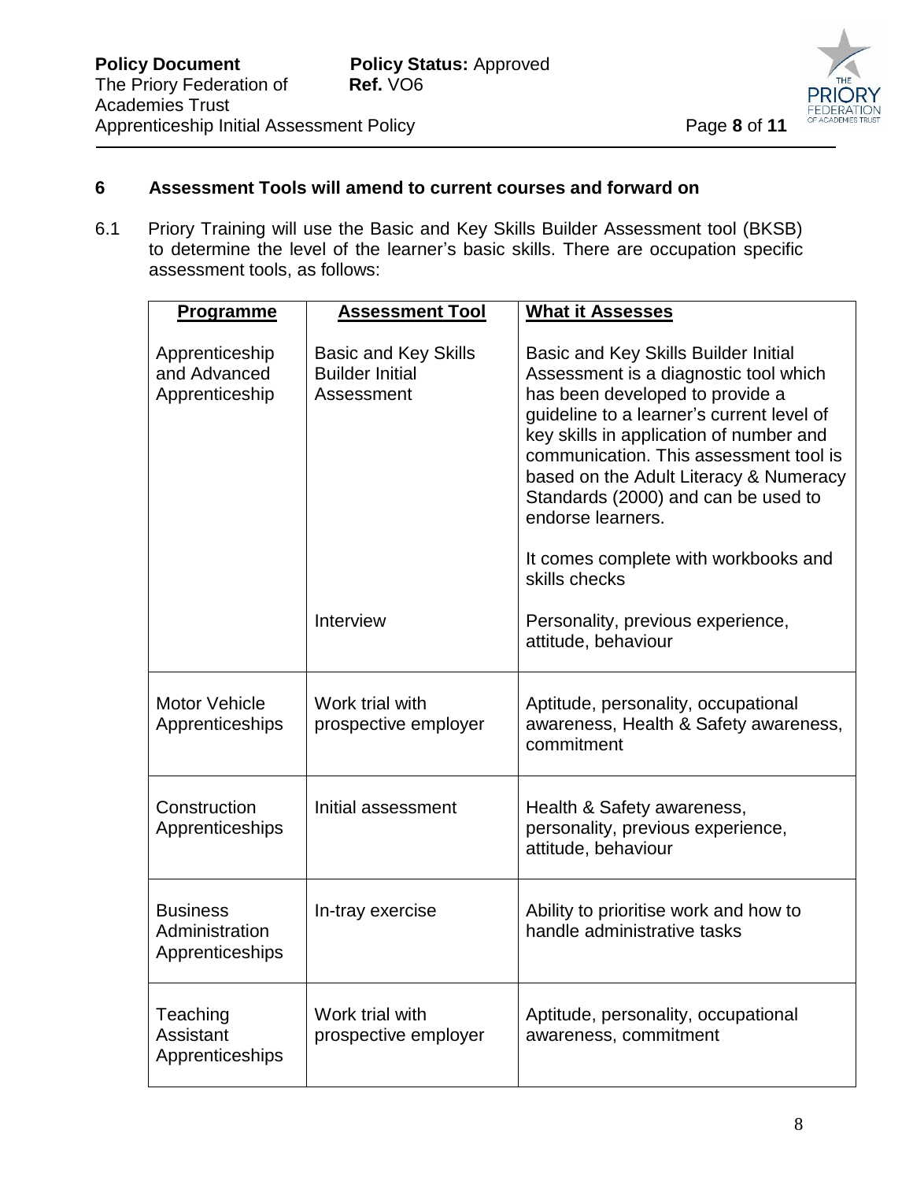## 6 Assessment Tools will amend to current courses and forward on

6.1 Priory Training will use the Basic and Key Skills Builder Assessment tool (BKSB) to determine the level of the learner's basic skills. There are occupation specific assessment tools, as follows:

| Programme | Assessment Tool | What it Assesses |
|---|---|---|
| Apprenticeship and Advanced Apprenticeship | Basic and Key Skills Builder Initial Assessment | Basic and Key Skills Builder Initial Assessment is a diagnostic tool which has been developed to provide a guideline to a learner's current level of key skills in application of number and communication. This assessment tool is based on the Adult Literacy & Numeracy Standards (2000) and can be used to endorse learners.<br><br>It comes complete with workbooks and skills checks |
| | Interview | Personality, previous experience, attitude, behaviour |
| Motor Vehicle Apprenticeships | Work trial with prospective employer | Aptitude, personality, occupational awareness, Health & Safety awareness, commitment |
| Construction Apprenticeships | Initial assessment | Health & Safety awareness, personality, previous experience, attitude, behaviour |
| Business Administration Apprenticeships | In-tray exercise | Ability to prioritise work and how to handle administrative tasks |
| Teaching Assistant Apprenticeships | Work trial with prospective employer | Aptitude, personality, occupational awareness, commitment |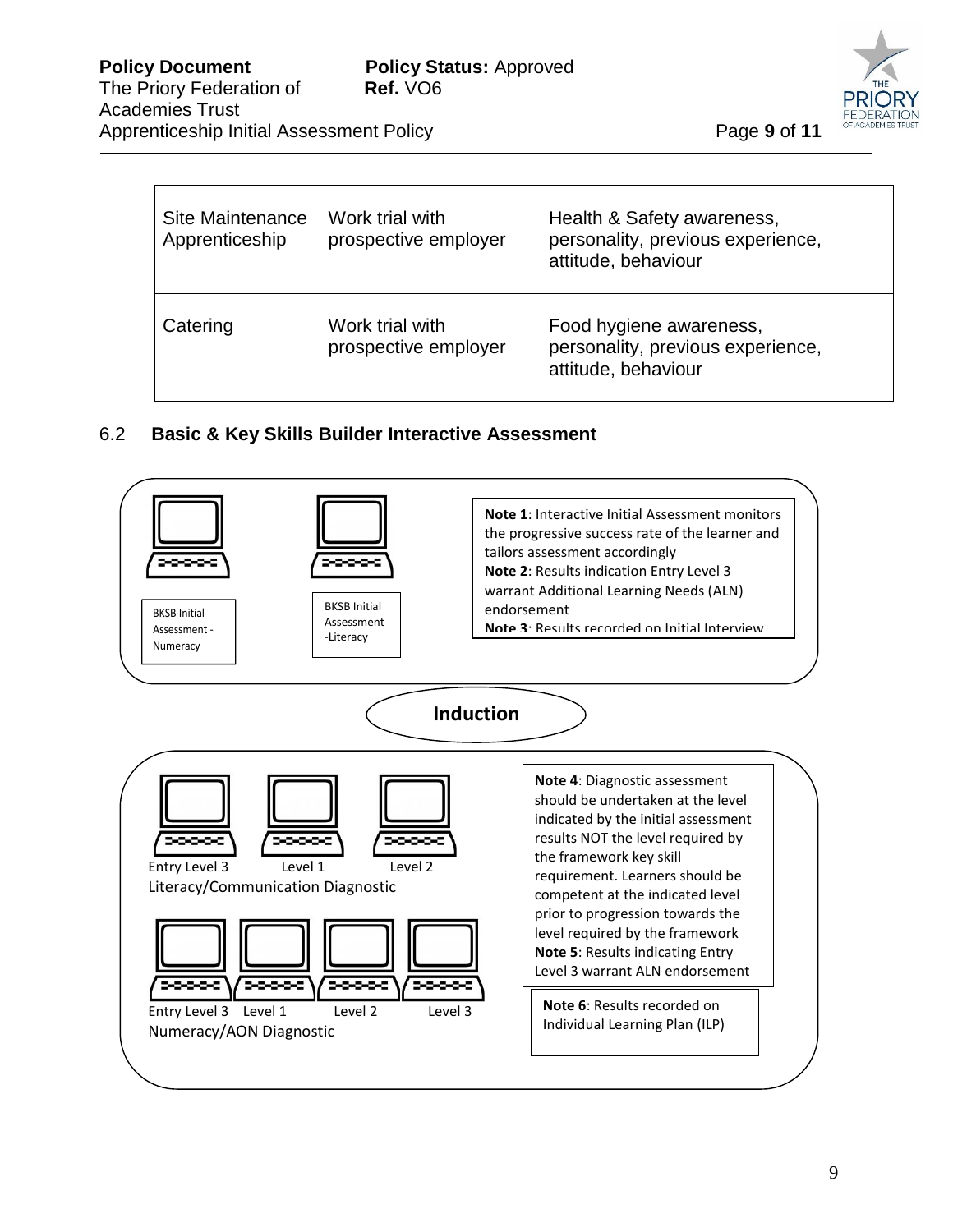| Site Maintenance Apprenticeship | Work trial with prospective employer | Health & Safety awareness, personality, previous experience, attitude, behaviour |
|---|---|---|
| Catering | Work trial with prospective employer | Food hygiene awareness, personality, previous experience, attitude, behaviour |

## 6.2 Basic & Key Skills Builder Interactive Assessment

BKSB Initial Assessment - Numeracy

BKSB Initial Assessment -Literacy

**Note 1**: Interactive Initial Assessment monitors the progressive success rate of the learner and tailors assessment accordingly
**Note 2**: Results indication Entry Level 3 warrant Additional Learning Needs (ALN) endorsement
**Note 3**: Results recorded on Initial Interview

**Induction**

Entry Level 3 Level 1 Level 2
Literacy/Communication Diagnostic

Entry Level 3 Level 1 Level 2 Level 3
Numeracy/AON Diagnostic

**Note 4**: Diagnostic assessment should be undertaken at the level indicated by the initial assessment results NOT the level required by the framework key skill requirement. Learners should be competent at the indicated level prior to progression towards the level required by the framework
**Note 5**: Results indicating Entry Level 3 warrant ALN endorsement

**Note 6**: Results recorded on Individual Learning Plan (ILP)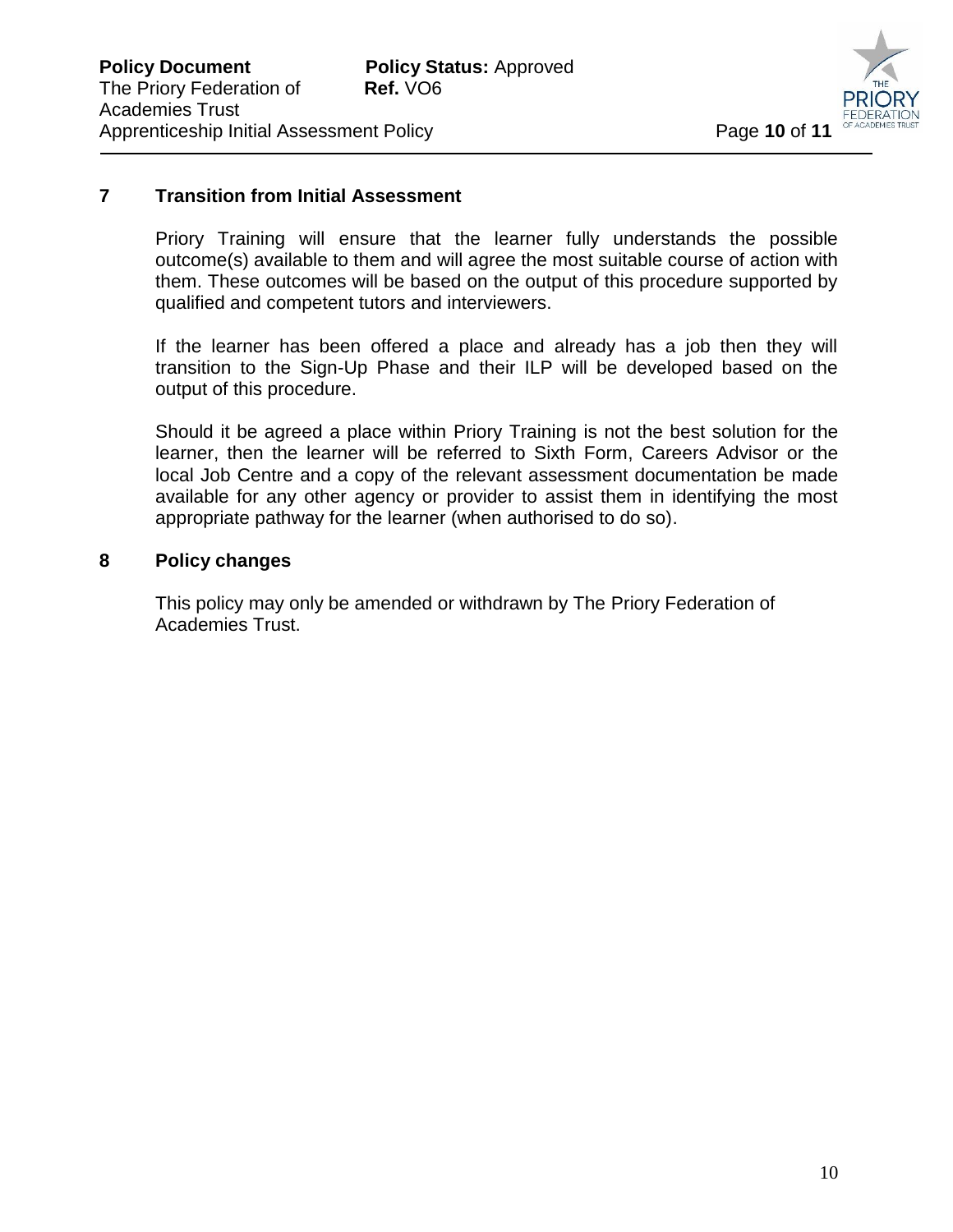## 7 Transition from Initial Assessment

Priory Training will ensure that the learner fully understands the possible outcome(s) available to them and will agree the most suitable course of action with them. These outcomes will be based on the output of this procedure supported by qualified and competent tutors and interviewers.

If the learner has been offered a place and already has a job then they will transition to the Sign-Up Phase and their ILP will be developed based on the output of this procedure.

Should it be agreed a place within Priory Training is not the best solution for the learner, then the learner will be referred to Sixth Form, Careers Advisor or the local Job Centre and a copy of the relevant assessment documentation be made available for any other agency or provider to assist them in identifying the most appropriate pathway for the learner (when authorised to do so).

## 8 Policy changes

This policy may only be amended or withdrawn by The Priory Federation of Academies Trust.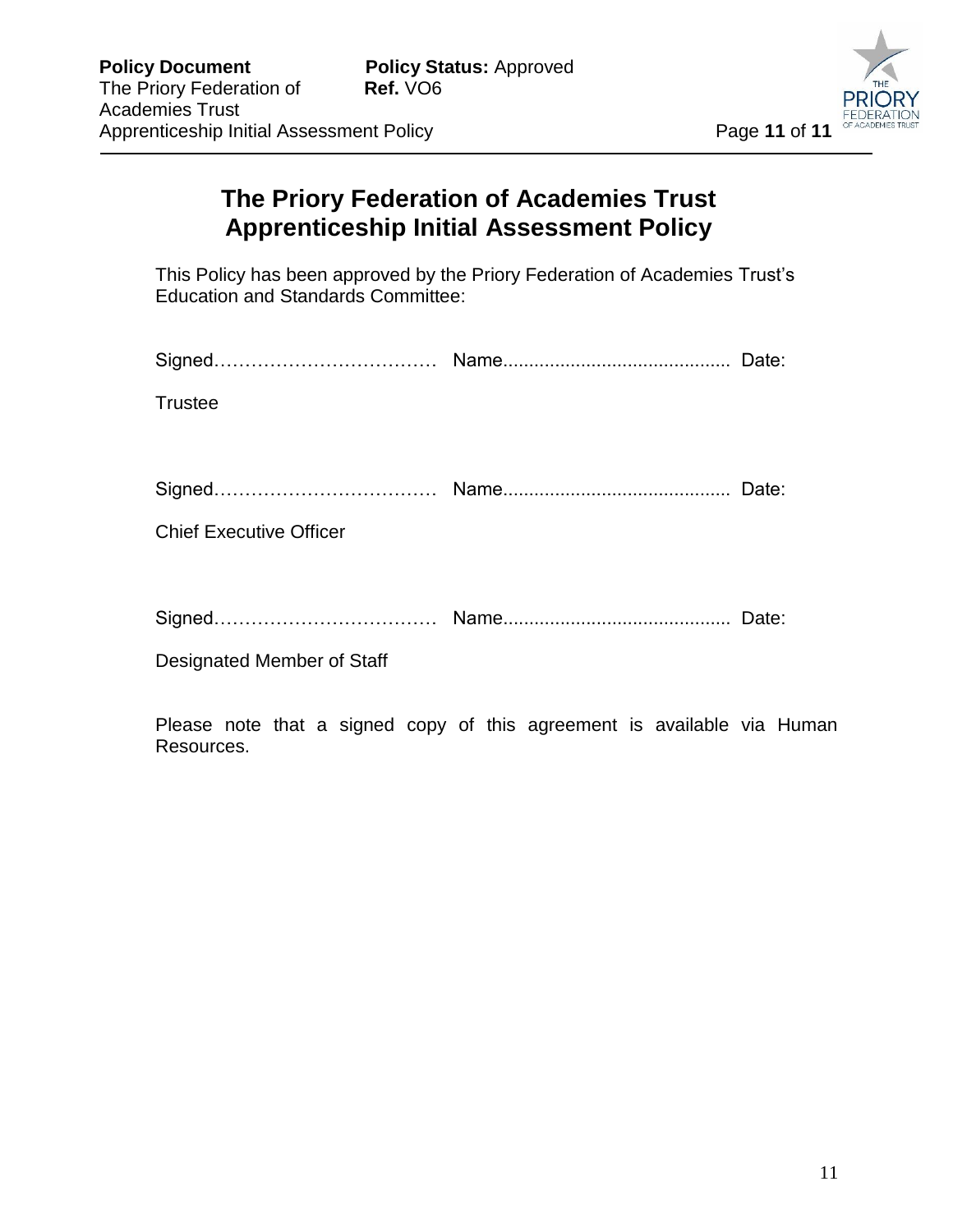# The Priory Federation of Academies Trust
# Apprenticeship Initial Assessment Policy

This Policy has been approved by the Priory Federation of Academies Trust's Education and Standards Committee:

Signed……………………………… Name............................................ Date:

Trustee

Signed……………………………… Name............................................ Date:

Chief Executive Officer

Signed……………………………… Name............................................ Date:

Designated Member of Staff

Please note that a signed copy of this agreement is available via Human Resources.